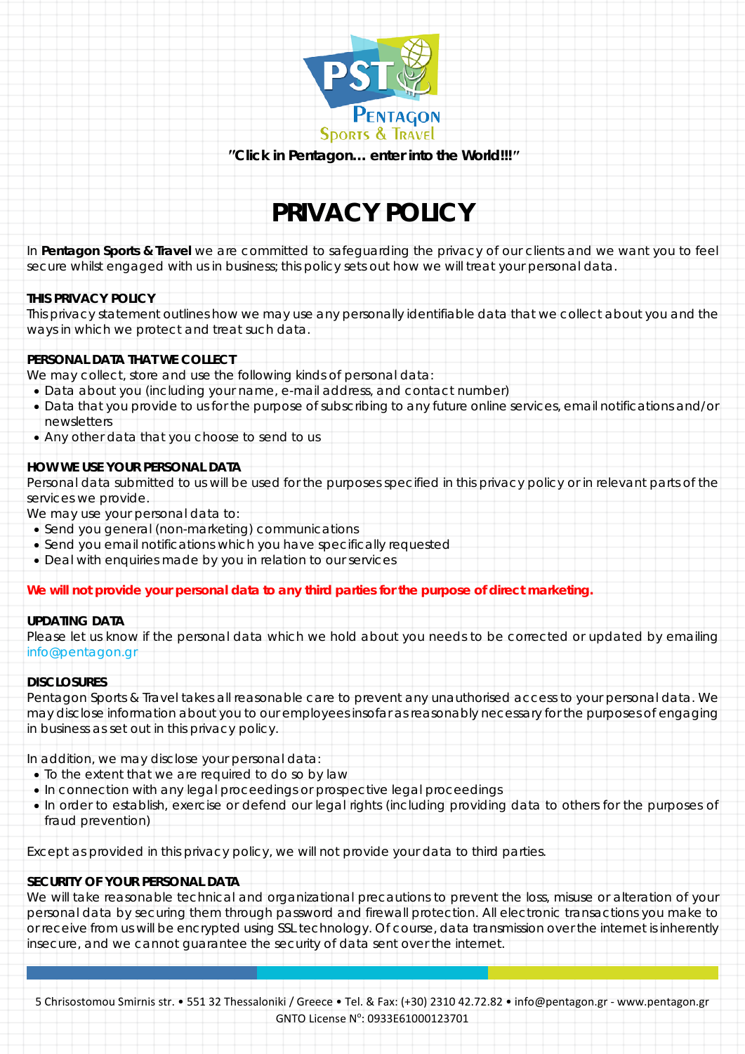"Click in Pentagon... enter into the World!!!"

# PRIVACY POLICY

In **Pentagon Sports & Travel** we are committed to safeguarding the privacy of our clients and we want you to feel secure whilst engaged with us in business; this policy sets out how we will treat your personal data.

### THIS PRIVACY POLICY

This privacy statement outlines how we may use any personally identifiable data that we collect about you and the ways in which we protect and treat such data.

### PERSONAL DATA THAT WE COLLECT

We may collect, store and use the following kinds of personal data:

- Data about you (including your name, e-mail address, and contact number)
- Data that you provide to us for the purpose of subscribing to any future online services, email notifications and/or newsletters
- Any other data that you choose to send to us

### HOW WE USE YOUR PERSONAL DATA

Personal data submitted to us will be used for the purposes specified in this privacy policy or in relevant parts of the services we provide.

We may use your personal data to:

- Send you general (non-marketing) communications
- Send you email notifications which you have specifically requested
- Deal with enquiries made by you in relation to our services

**We will not provide your personal data to any third parties for the purpose of direct marketing.**

### UPDATING DATA

Please let us know if the personal data which we hold about you needs to be corrected or updated by emailing info@pentagon.gr

### DISCLOSURES

Pentagon Sports & Travel takes all reasonable care to prevent any unauthorised access to your personal data. We may disclose information about you to our employees insofar as reasonably necessary for the purposes of engaging in business as set out in this privacy policy.

In addition, we may disclose your personal data:

- To the extent that we are required to do so by law
- In connection with any legal proceedings or prospective legal proceedings
- In order to establish, exercise or defend our legal rights (including providing data to others for the purposes of fraud prevention)

Except as provided in this privacy policy, we will not provide your data to third parties.

### SECURITY OF YOUR PERSONAL DATA

We will take reasonable technical and organizational precautions to prevent the loss, misuse or alteration of your personal data by securing them through password and firewall protection. All electronic transactions you make to or receive from us will be encrypted using SSL technology. Of course, data transmission over the internet is inherently insecure, and we cannot guarantee the security of data sent over the internet.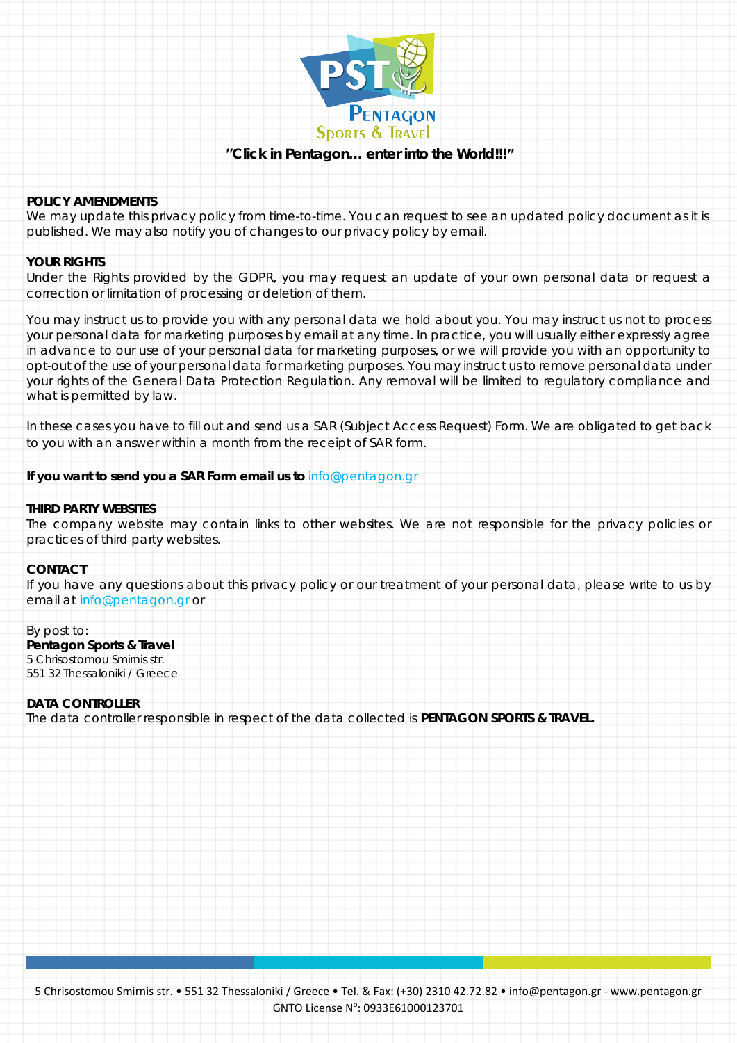**"Click in Pentagon… enter into the World!!!"**

**POLICY AMENDMENTS**

We may update this privacy policy from time-to-time. You can request to see an updated policy document as it is published. We may also notify you of changes to our privacy policy by email.

**YOUR RIGHTS**

Under the Rights provided by the GDPR, you may request an update of your own personal data or request a correction or limitation of processing or deletion of them.

You may instruct us to provide you with any personal data we hold about you. You may instruct us not to process your personal data for marketing purposes by email at any time. In practice, you will usually either expressly agree in advance to our use of your personal data for marketing purposes, or we will provide you with an opportunity to opt-out of the use of your personal data for marketing purposes. You may instruct us to remove personal data under your rights of the General Data Protection Regulation. Any removal will be limited to regulatory compliance and what is permitted by law.

In these cases you have to fill out and send us a SAR (Subject Access Request) Form. We are obligated to get back to you with an answer within a month from the receipt of SAR form.

**If you want to send you a SAR Form email us to** info@pentagon.gr

**THIRD PARTY WEBSITES**

The company website may contain links to other websites. We are not responsible for the privacy policies or practices of third party websites.

**CONTACT**

If you have any questions about this privacy policy or our treatment of your personal data, please write to us by email at info@pentagon.gr or

By post to:
**Pentagon Sports & Travel**
5 Chrisostomou Smirnis str.
551 32 Thessaloniki / Greece

**DATA CONTROLLER**

The data controller responsible in respect of the data collected is **PENTAGON SPORTS & TRAVEL.**